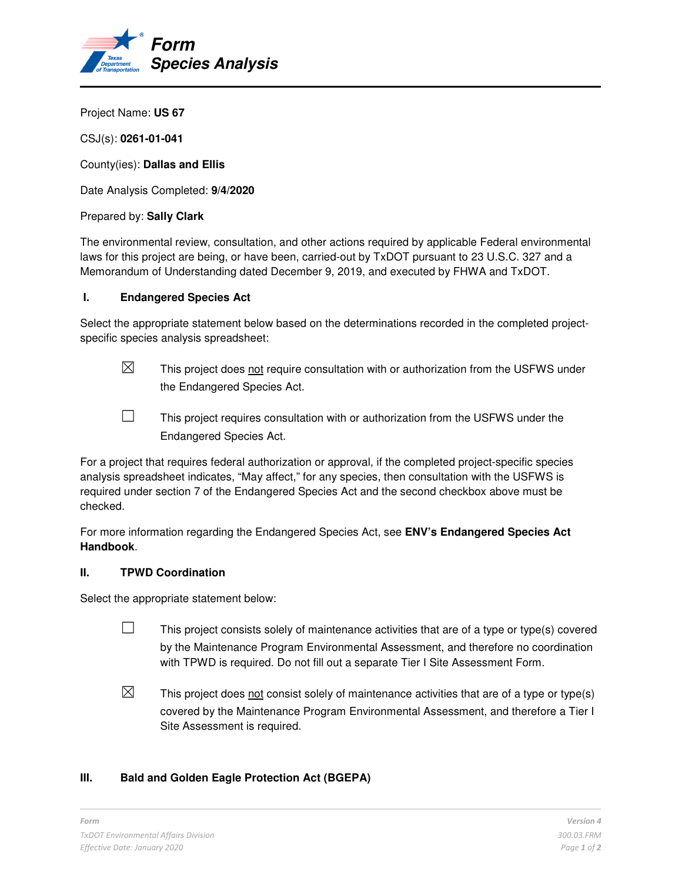# Form Species Analysis

Project Name: **US 67**

CSJ(s): **0261-01-041**

County(ies): **Dallas and Ellis**

Date Analysis Completed: **9/4/2020**

Prepared by: **Sally Clark**

The environmental review, consultation, and other actions required by applicable Federal environmental laws for this project are being, or have been, carried-out by TxDOT pursuant to 23 U.S.C. 327 and a Memorandum of Understanding dated December 9, 2019, and executed by FHWA and TxDOT.

## I. Endangered Species Act

Select the appropriate statement below based on the determinations recorded in the completed project-specific species analysis spreadsheet:

☒ This project does not require consultation with or authorization from the USFWS under the Endangered Species Act.

☐ This project requires consultation with or authorization from the USFWS under the Endangered Species Act.

For a project that requires federal authorization or approval, if the completed project-specific species analysis spreadsheet indicates, "May affect," for any species, then consultation with the USFWS is required under section 7 of the Endangered Species Act and the second checkbox above must be checked.

For more information regarding the Endangered Species Act, see **ENV's Endangered Species Act Handbook**.

## II. TPWD Coordination

Select the appropriate statement below:

☐ This project consists solely of maintenance activities that are of a type or type(s) covered by the Maintenance Program Environmental Assessment, and therefore no coordination with TPWD is required. Do not fill out a separate Tier I Site Assessment Form.

☒ This project does not consist solely of maintenance activities that are of a type or type(s) covered by the Maintenance Program Environmental Assessment, and therefore a Tier I Site Assessment is required.

## III. Bald and Golden Eagle Protection Act (BGEPA)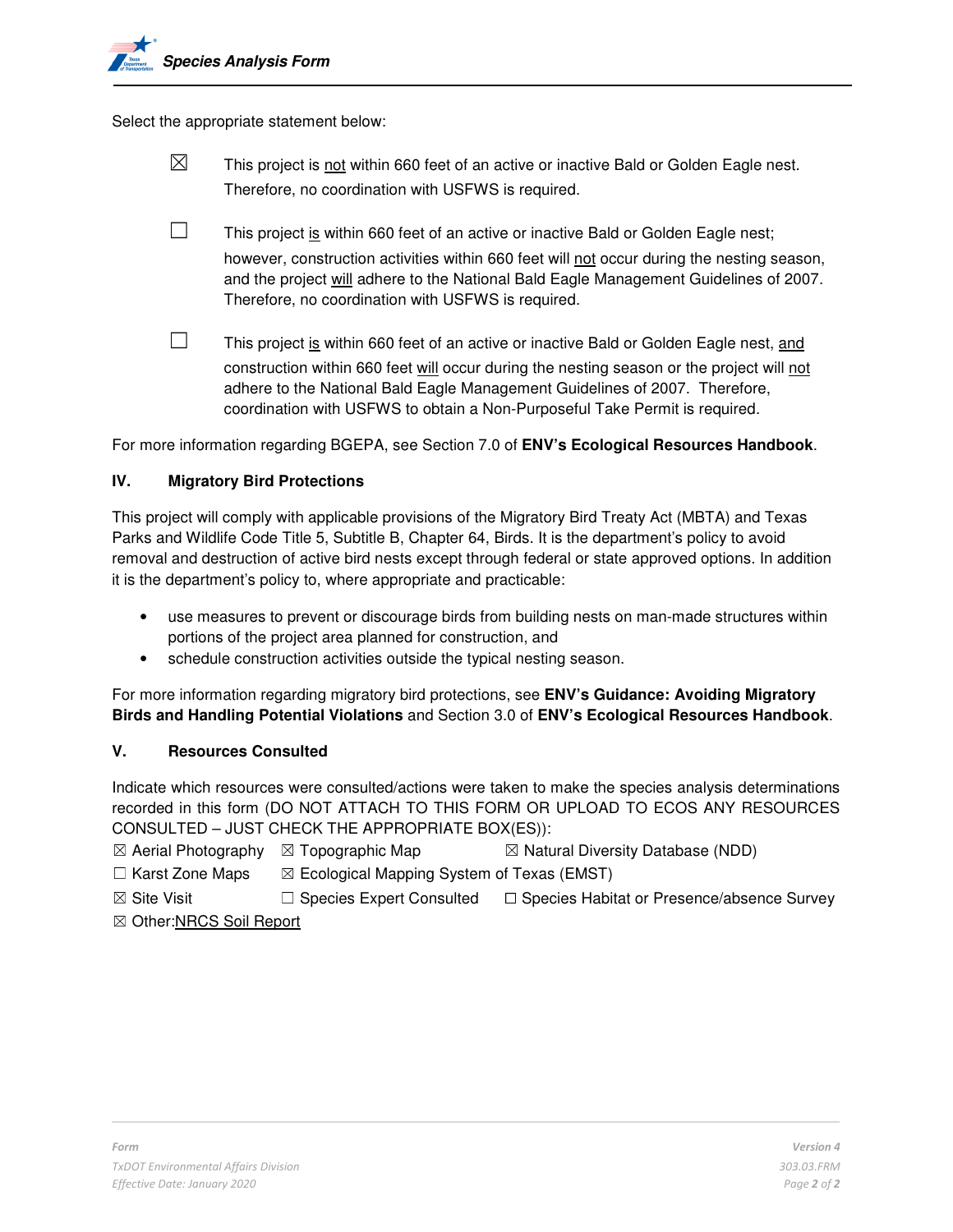Select the appropriate statement below:

☒ This project is not within 660 feet of an active or inactive Bald or Golden Eagle nest. Therefore, no coordination with USFWS is required.

☐ This project is within 660 feet of an active or inactive Bald or Golden Eagle nest; however, construction activities within 660 feet will not occur during the nesting season, and the project will adhere to the National Bald Eagle Management Guidelines of 2007. Therefore, no coordination with USFWS is required.

☐ This project is within 660 feet of an active or inactive Bald or Golden Eagle nest, and construction within 660 feet will occur during the nesting season or the project will not adhere to the National Bald Eagle Management Guidelines of 2007. Therefore, coordination with USFWS to obtain a Non-Purposeful Take Permit is required.

For more information regarding BGEPA, see Section 7.0 of **ENV's Ecological Resources Handbook**.

## IV. Migratory Bird Protections

This project will comply with applicable provisions of the Migratory Bird Treaty Act (MBTA) and Texas Parks and Wildlife Code Title 5, Subtitle B, Chapter 64, Birds. It is the department's policy to avoid removal and destruction of active bird nests except through federal or state approved options. In addition it is the department's policy to, where appropriate and practicable:

- use measures to prevent or discourage birds from building nests on man-made structures within portions of the project area planned for construction, and
- schedule construction activities outside the typical nesting season.

For more information regarding migratory bird protections, see **ENV's Guidance: Avoiding Migratory Birds and Handling Potential Violations** and Section 3.0 of **ENV's Ecological Resources Handbook**.

## V. Resources Consulted

Indicate which resources were consulted/actions were taken to make the species analysis determinations recorded in this form (DO NOT ATTACH TO THIS FORM OR UPLOAD TO ECOS ANY RESOURCES CONSULTED – JUST CHECK THE APPROPRIATE BOX(ES)):

☒ Aerial Photography ☒ Topographic Map ☒ Natural Diversity Database (NDD)

☐ Karst Zone Maps ☒ Ecological Mapping System of Texas (EMST)

☒ Site Visit ☐ Species Expert Consulted ☐ Species Habitat or Presence/absence Survey

☒ Other: NRCS Soil Report